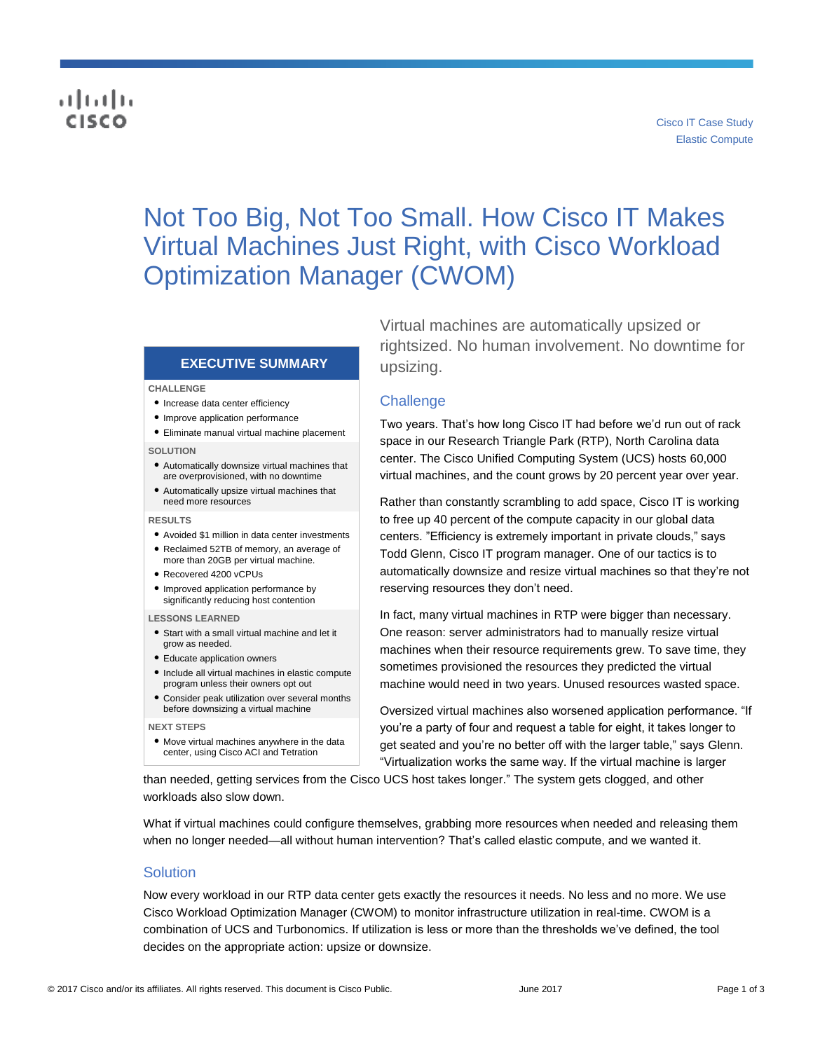Cisco IT Case Study
Elastic Compute

# Not Too Big, Not Too Small. How Cisco IT Makes Virtual Machines Just Right, with Cisco Workload Optimization Manager (CWOM)

Virtual machines are automatically upsized or rightsized. No human involvement. No downtime for upsizing.

## EXECUTIVE SUMMARY

**CHALLENGE**

- Increase data center efficiency
- Improve application performance
- Eliminate manual virtual machine placement

**SOLUTION**

- Automatically downsize virtual machines that are overprovisioned, with no downtime
- Automatically upsize virtual machines that need more resources

**RESULTS**

- Avoided $1 million in data center investments
- Reclaimed 52TB of memory, an average of more than 20GB per virtual machine.
- Recovered 4200 vCPUs
- Improved application performance by significantly reducing host contention

**LESSONS LEARNED**

- Start with a small virtual machine and let it grow as needed.
- Educate application owners
- Include all virtual machines in elastic compute program unless their owners opt out
- Consider peak utilization over several months before downsizing a virtual machine

**NEXT STEPS**

- Move virtual machines anywhere in the data center, using Cisco ACI and Tetration

## Challenge

Two years. That's how long Cisco IT had before we'd run out of rack space in our Research Triangle Park (RTP), North Carolina data center. The Cisco Unified Computing System (UCS) hosts 60,000 virtual machines, and the count grows by 20 percent year over year.

Rather than constantly scrambling to add space, Cisco IT is working to free up 40 percent of the compute capacity in our global data centers. "Efficiency is extremely important in private clouds," says Todd Glenn, Cisco IT program manager. One of our tactics is to automatically downsize and resize virtual machines so that they're not reserving resources they don't need.

In fact, many virtual machines in RTP were bigger than necessary. One reason: server administrators had to manually resize virtual machines when their resource requirements grew. To save time, they sometimes provisioned the resources they predicted the virtual machine would need in two years. Unused resources wasted space.

Oversized virtual machines also worsened application performance. "If you're a party of four and request a table for eight, it takes longer to get seated and you're no better off with the larger table," says Glenn. "Virtualization works the same way. If the virtual machine is larger than needed, getting services from the Cisco UCS host takes longer." The system gets clogged, and other workloads also slow down.

What if virtual machines could configure themselves, grabbing more resources when needed and releasing them when no longer needed—all without human intervention? That's called elastic compute, and we wanted it.

## Solution

Now every workload in our RTP data center gets exactly the resources it needs. No less and no more. We use Cisco Workload Optimization Manager (CWOM) to monitor infrastructure utilization in real-time. CWOM is a combination of UCS and Turbonomics. If utilization is less or more than the thresholds we've defined, the tool decides on the appropriate action: upsize or downsize.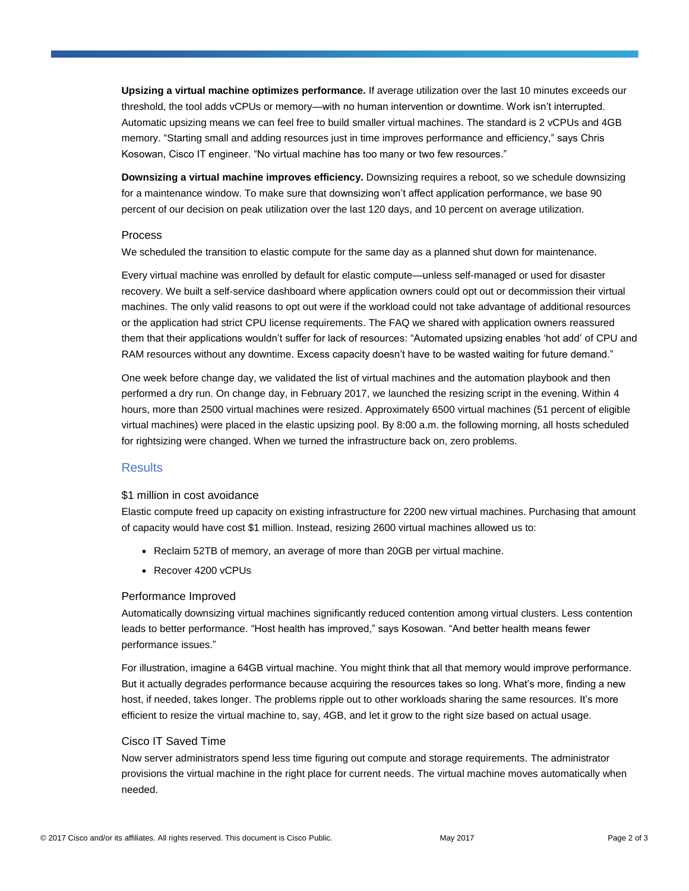**Upsizing a virtual machine optimizes performance.** If average utilization over the last 10 minutes exceeds our threshold, the tool adds vCPUs or memory—with no human intervention or downtime. Work isn't interrupted. Automatic upsizing means we can feel free to build smaller virtual machines. The standard is 2 vCPUs and 4GB memory. "Starting small and adding resources just in time improves performance and efficiency," says Chris Kosowan, Cisco IT engineer. "No virtual machine has too many or two few resources."

**Downsizing a virtual machine improves efficiency.** Downsizing requires a reboot, so we schedule downsizing for a maintenance window. To make sure that downsizing won't affect application performance, we base 90 percent of our decision on peak utilization over the last 120 days, and 10 percent on average utilization.

### Process

We scheduled the transition to elastic compute for the same day as a planned shut down for maintenance.

Every virtual machine was enrolled by default for elastic compute—unless self-managed or used for disaster recovery. We built a self-service dashboard where application owners could opt out or decommission their virtual machines. The only valid reasons to opt out were if the workload could not take advantage of additional resources or the application had strict CPU license requirements. The FAQ we shared with application owners reassured them that their applications wouldn't suffer for lack of resources: "Automated upsizing enables 'hot add' of CPU and RAM resources without any downtime. Excess capacity doesn't have to be wasted waiting for future demand."

One week before change day, we validated the list of virtual machines and the automation playbook and then performed a dry run. On change day, in February 2017, we launched the resizing script in the evening. Within 4 hours, more than 2500 virtual machines were resized. Approximately 6500 virtual machines (51 percent of eligible virtual machines) were placed in the elastic upsizing pool. By 8:00 a.m. the following morning, all hosts scheduled for rightsizing were changed. When we turned the infrastructure back on, zero problems.

## Results

### $1 million in cost avoidance

Elastic compute freed up capacity on existing infrastructure for 2200 new virtual machines. Purchasing that amount of capacity would have cost $1 million. Instead, resizing 2600 virtual machines allowed us to:

- Reclaim 52TB of memory, an average of more than 20GB per virtual machine.
- Recover 4200 vCPUs

### Performance Improved

Automatically downsizing virtual machines significantly reduced contention among virtual clusters. Less contention leads to better performance. "Host health has improved," says Kosowan. "And better health means fewer performance issues."

For illustration, imagine a 64GB virtual machine. You might think that all that memory would improve performance. But it actually degrades performance because acquiring the resources takes so long. What's more, finding a new host, if needed, takes longer. The problems ripple out to other workloads sharing the same resources. It's more efficient to resize the virtual machine to, say, 4GB, and let it grow to the right size based on actual usage.

### Cisco IT Saved Time

Now server administrators spend less time figuring out compute and storage requirements. The administrator provisions the virtual machine in the right place for current needs. The virtual machine moves automatically when needed.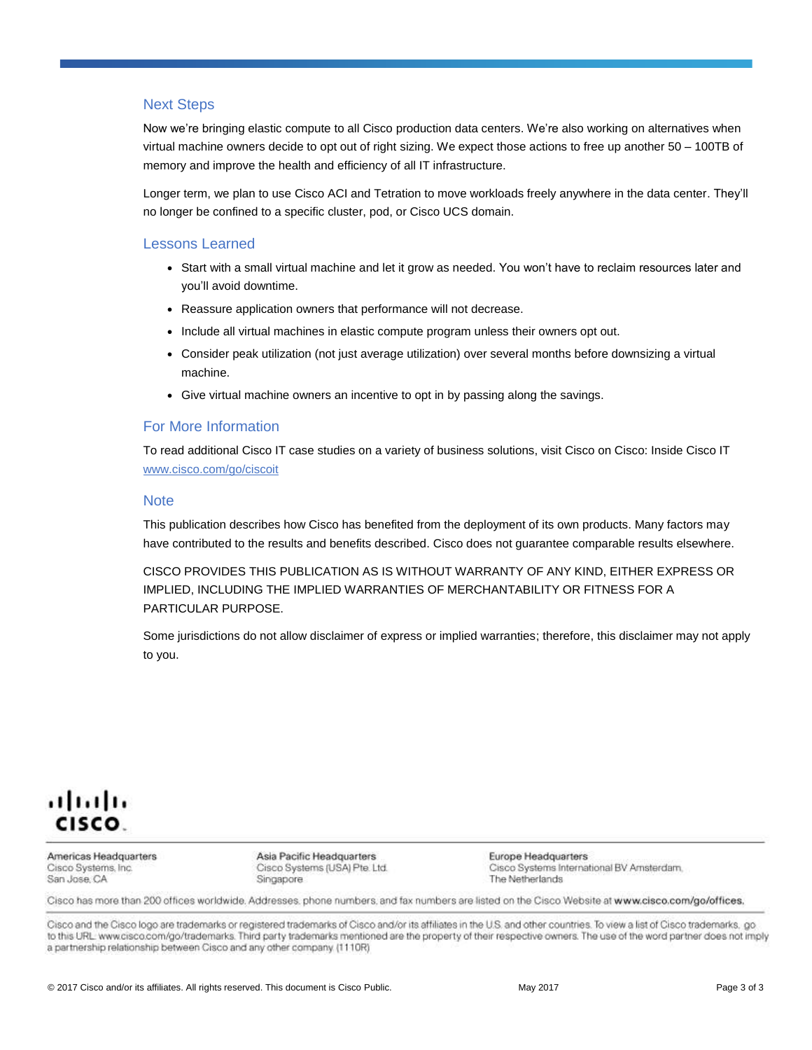## Next Steps

Now we're bringing elastic compute to all Cisco production data centers. We're also working on alternatives when virtual machine owners decide to opt out of right sizing. We expect those actions to free up another 50 – 100TB of memory and improve the health and efficiency of all IT infrastructure.

Longer term, we plan to use Cisco ACI and Tetration to move workloads freely anywhere in the data center. They'll no longer be confined to a specific cluster, pod, or Cisco UCS domain.

## Lessons Learned

- Start with a small virtual machine and let it grow as needed. You won't have to reclaim resources later and you'll avoid downtime.
- Reassure application owners that performance will not decrease.
- Include all virtual machines in elastic compute program unless their owners opt out.
- Consider peak utilization (not just average utilization) over several months before downsizing a virtual machine.
- Give virtual machine owners an incentive to opt in by passing along the savings.

## For More Information

To read additional Cisco IT case studies on a variety of business solutions, visit Cisco on Cisco: Inside Cisco IT [www.cisco.com/go/ciscoit](http://www.cisco.com/go/ciscoit)

## Note

This publication describes how Cisco has benefited from the deployment of its own products. Many factors may have contributed to the results and benefits described. Cisco does not guarantee comparable results elsewhere.

CISCO PROVIDES THIS PUBLICATION AS IS WITHOUT WARRANTY OF ANY KIND, EITHER EXPRESS OR IMPLIED, INCLUDING THE IMPLIED WARRANTIES OF MERCHANTABILITY OR FITNESS FOR A PARTICULAR PURPOSE.

Some jurisdictions do not allow disclaimer of express or implied warranties; therefore, this disclaimer may not apply to you.

**Americas Headquarters**
Cisco Systems, Inc.
San Jose, CA

**Asia Pacific Headquarters**
Cisco Systems (USA) Pte. Ltd.
Singapore

**Europe Headquarters**
Cisco Systems International BV Amsterdam,
The Netherlands

Cisco has more than 200 offices worldwide. Addresses, phone numbers, and fax numbers are listed on the Cisco Website at **www.cisco.com/go/offices.**

Cisco and the Cisco logo are trademarks or registered trademarks of Cisco and/or its affiliates in the U.S. and other countries. To view a list of Cisco trademarks, go to this URL: www.cisco.com/go/trademarks. Third party trademarks mentioned are the property of their respective owners. The use of the word partner does not imply a partnership relationship between Cisco and any other company. (1110R)

© 2017 Cisco and/or its affiliates. All rights reserved. This document is Cisco Public. May 2017